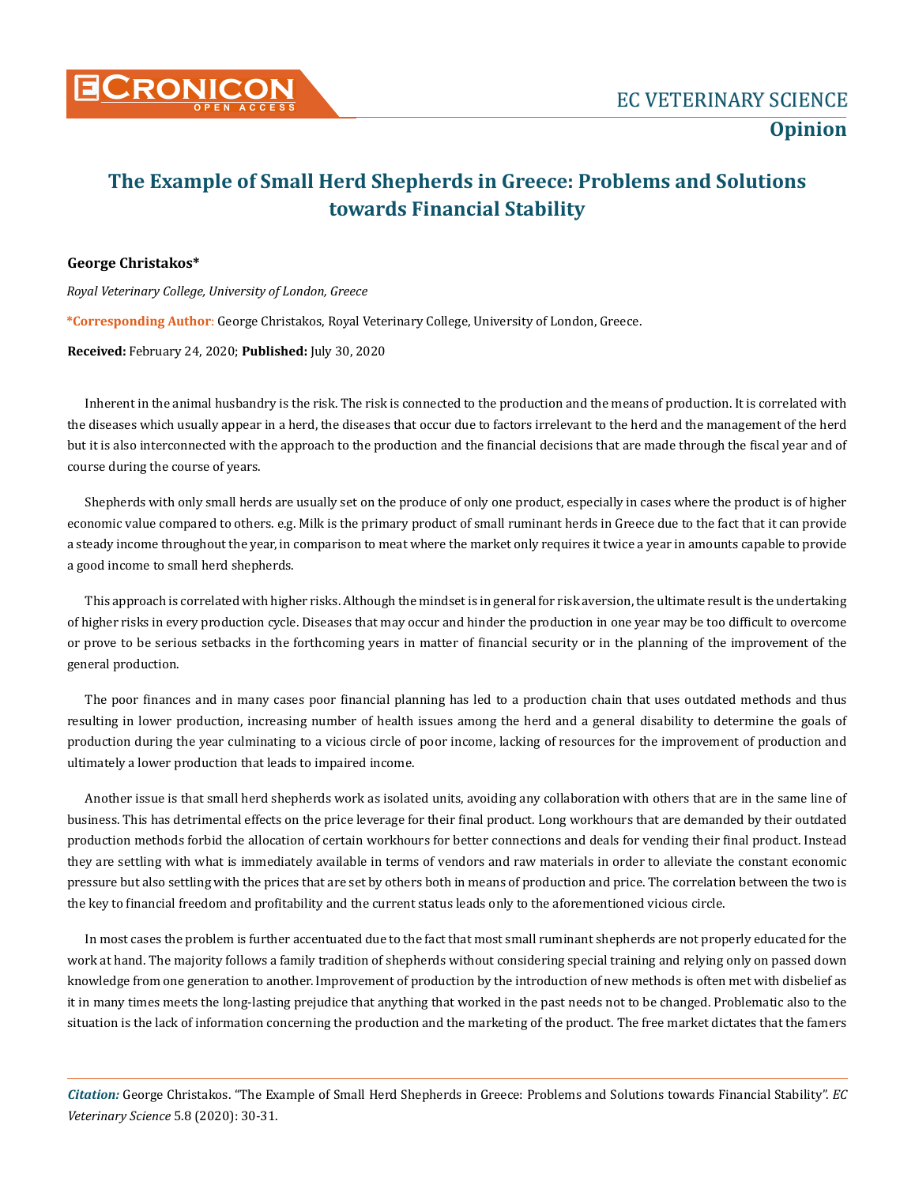**Opinion**

# The Example of Small Herd Shepherds in Greece: Problems and Solutions towards Financial Stability

**George Christakos***

*Royal Veterinary College, University of London, Greece*

***Corresponding Author**: George Christakos, Royal Veterinary College, University of London, Greece.

**Received:** February 24, 2020; **Published:** July 30, 2020

Inherent in the animal husbandry is the risk. The risk is connected to the production and the means of production. It is correlated with the diseases which usually appear in a herd, the diseases that occur due to factors irrelevant to the herd and the management of the herd but it is also interconnected with the approach to the production and the financial decisions that are made through the fiscal year and of course during the course of years.

Shepherds with only small herds are usually set on the produce of only one product, especially in cases where the product is of higher economic value compared to others. e.g. Milk is the primary product of small ruminant herds in Greece due to the fact that it can provide a steady income throughout the year, in comparison to meat where the market only requires it twice a year in amounts capable to provide a good income to small herd shepherds.

This approach is correlated with higher risks. Although the mindset is in general for risk aversion, the ultimate result is the undertaking of higher risks in every production cycle. Diseases that may occur and hinder the production in one year may be too difficult to overcome or prove to be serious setbacks in the forthcoming years in matter of financial security or in the planning of the improvement of the general production.

The poor finances and in many cases poor financial planning has led to a production chain that uses outdated methods and thus resulting in lower production, increasing number of health issues among the herd and a general disability to determine the goals of production during the year culminating to a vicious circle of poor income, lacking of resources for the improvement of production and ultimately a lower production that leads to impaired income.

Another issue is that small herd shepherds work as isolated units, avoiding any collaboration with others that are in the same line of business. This has detrimental effects on the price leverage for their final product. Long workhours that are demanded by their outdated production methods forbid the allocation of certain workhours for better connections and deals for vending their final product. Instead they are settling with what is immediately available in terms of vendors and raw materials in order to alleviate the constant economic pressure but also settling with the prices that are set by others both in means of production and price. The correlation between the two is the key to financial freedom and profitability and the current status leads only to the aforementioned vicious circle.

In most cases the problem is further accentuated due to the fact that most small ruminant shepherds are not properly educated for the work at hand. The majority follows a family tradition of shepherds without considering special training and relying only on passed down knowledge from one generation to another. Improvement of production by the introduction of new methods is often met with disbelief as it in many times meets the long-lasting prejudice that anything that worked in the past needs not to be changed. Problematic also to the situation is the lack of information concerning the production and the marketing of the product. The free market dictates that the famers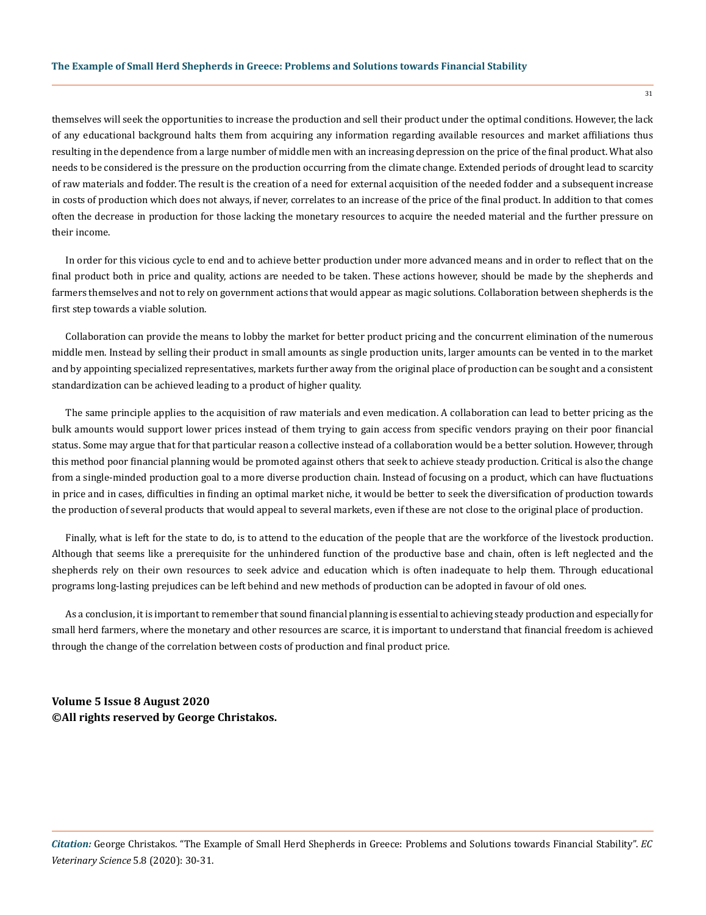themselves will seek the opportunities to increase the production and sell their product under the optimal conditions. However, the lack of any educational background halts them from acquiring any information regarding available resources and market affiliations thus resulting in the dependence from a large number of middle men with an increasing depression on the price of the final product. What also needs to be considered is the pressure on the production occurring from the climate change. Extended periods of drought lead to scarcity of raw materials and fodder. The result is the creation of a need for external acquisition of the needed fodder and a subsequent increase in costs of production which does not always, if never, correlates to an increase of the price of the final product. In addition to that comes often the decrease in production for those lacking the monetary resources to acquire the needed material and the further pressure on their income.

In order for this vicious cycle to end and to achieve better production under more advanced means and in order to reflect that on the final product both in price and quality, actions are needed to be taken. These actions however, should be made by the shepherds and farmers themselves and not to rely on government actions that would appear as magic solutions. Collaboration between shepherds is the first step towards a viable solution.

Collaboration can provide the means to lobby the market for better product pricing and the concurrent elimination of the numerous middle men. Instead by selling their product in small amounts as single production units, larger amounts can be vented in to the market and by appointing specialized representatives, markets further away from the original place of production can be sought and a consistent standardization can be achieved leading to a product of higher quality.

The same principle applies to the acquisition of raw materials and even medication. A collaboration can lead to better pricing as the bulk amounts would support lower prices instead of them trying to gain access from specific vendors praying on their poor financial status. Some may argue that for that particular reason a collective instead of a collaboration would be a better solution. However, through this method poor financial planning would be promoted against others that seek to achieve steady production. Critical is also the change from a single-minded production goal to a more diverse production chain. Instead of focusing on a product, which can have fluctuations in price and in cases, difficulties in finding an optimal market niche, it would be better to seek the diversification of production towards the production of several products that would appeal to several markets, even if these are not close to the original place of production.

Finally, what is left for the state to do, is to attend to the education of the people that are the workforce of the livestock production. Although that seems like a prerequisite for the unhindered function of the productive base and chain, often is left neglected and the shepherds rely on their own resources to seek advice and education which is often inadequate to help them. Through educational programs long-lasting prejudices can be left behind and new methods of production can be adopted in favour of old ones.

As a conclusion, it is important to remember that sound financial planning is essential to achieving steady production and especially for small herd farmers, where the monetary and other resources are scarce, it is important to understand that financial freedom is achieved through the change of the correlation between costs of production and final product price.

**Volume 5 Issue 8 August 2020**
**©All rights reserved by George Christakos.**